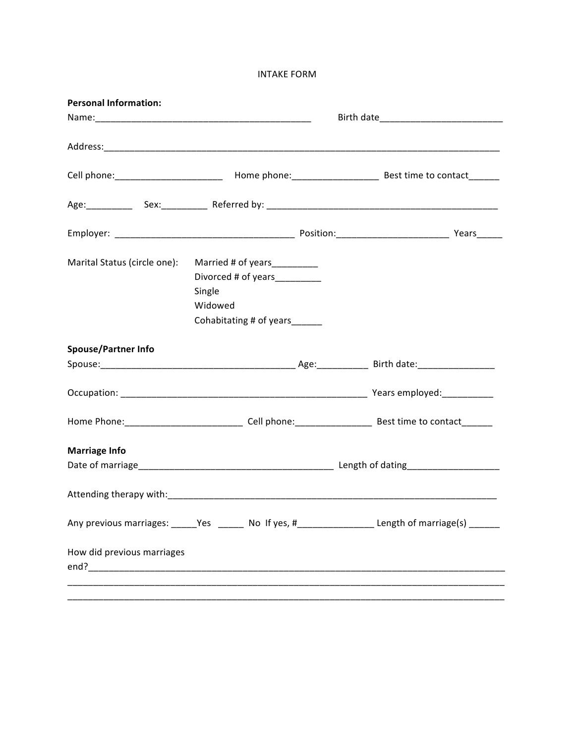INTAKE FORM

**Personal Information:**

Name:___________________________________________ Birth date________________________

Address:_______________________________________________________________________________

Cell phone:_____________________ Home phone:_________________ Best time to contact______

Age:_________ Sex:_________ Referred by: ______________________________________________

Employer: ___________________________________ Position:_____________________ Years_____

Marital Status (circle one):

- Married # of years_________
- Divorced # of years_________
- Single
- Widowed
- Cohabitating # of years______

**Spouse/Partner Info**

Spouse:______________________________________ Age:__________ Birth date:_______________

Occupation: __________________________________________________ Years employed:__________

Home Phone:_______________________ Cell phone:_______________ Best time to contact______

**Marriage Info**

Date of marriage_______________________________________ Length of dating__________________

Attending therapy with:_____________________________________________________________________

Any previous marriages: _____Yes _____ No If yes, #_______________ Length of marriage(s) ______

How did previous marriages end?_______________________________________________________________

_______________________________________________________________________________________

_______________________________________________________________________________________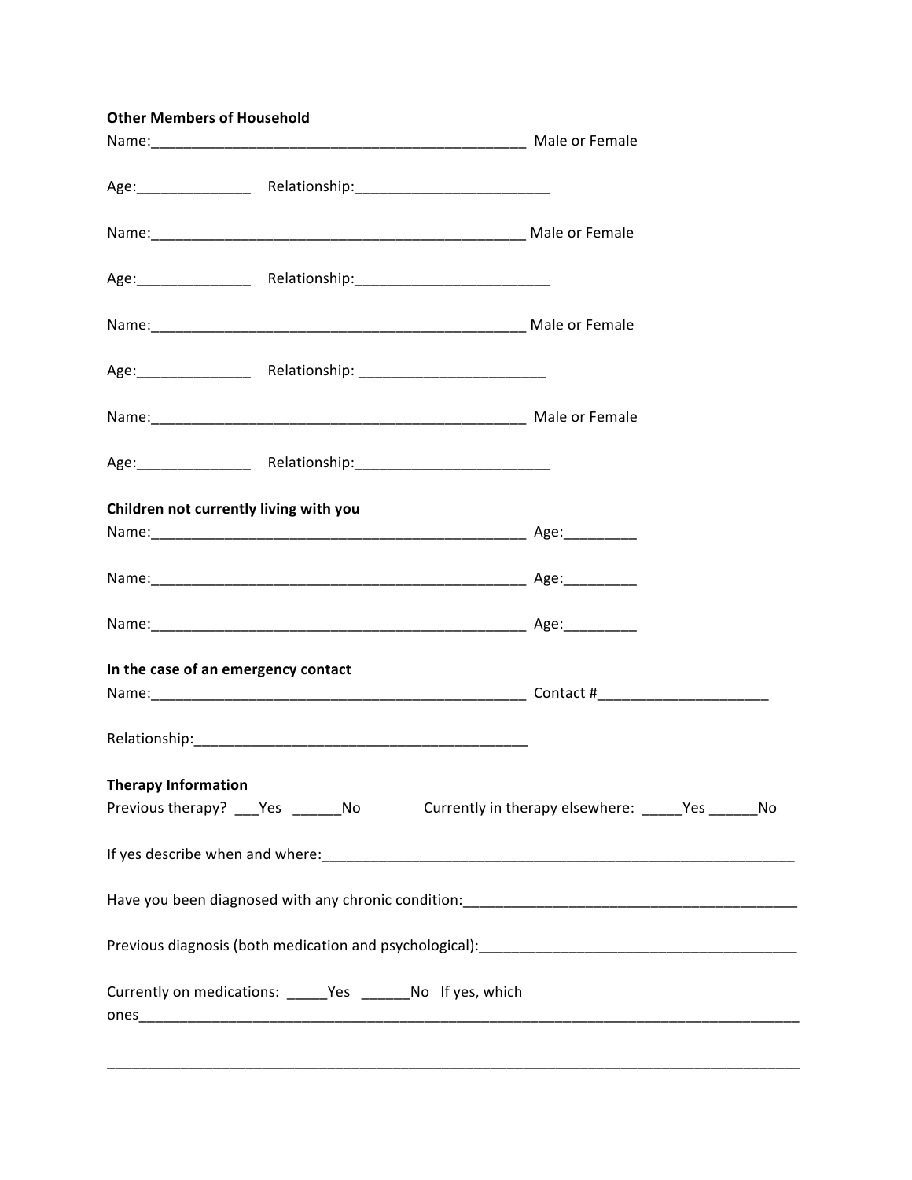**Other Members of Household**

Name:_______________________________________________ Male or Female

Age:______________ Relationship:________________________

Name:_______________________________________________ Male or Female

Age:______________ Relationship:________________________

Name:_______________________________________________ Male or Female

Age:______________ Relationship: _______________________

Name:_______________________________________________ Male or Female

Age:______________ Relationship:________________________

**Children not currently living with you**

Name:_______________________________________________ Age:_________

Name:_______________________________________________ Age:_________

Name:_______________________________________________ Age:_________

**In the case of an emergency contact**

Name:_______________________________________________ Contact #_____________________

Relationship:_________________________________________

**Therapy Information**

Previous therapy? ___Yes ______No Currently in therapy elsewhere: _____Yes ______No

If yes describe when and where:___________________________________________________________

Have you been diagnosed with any chronic condition:__________________________________________

Previous diagnosis (both medication and psychological):_______________________________________

Currently on medications: _____Yes ______No If yes, which ones_________________________________________________________________________________

_____________________________________________________________________________________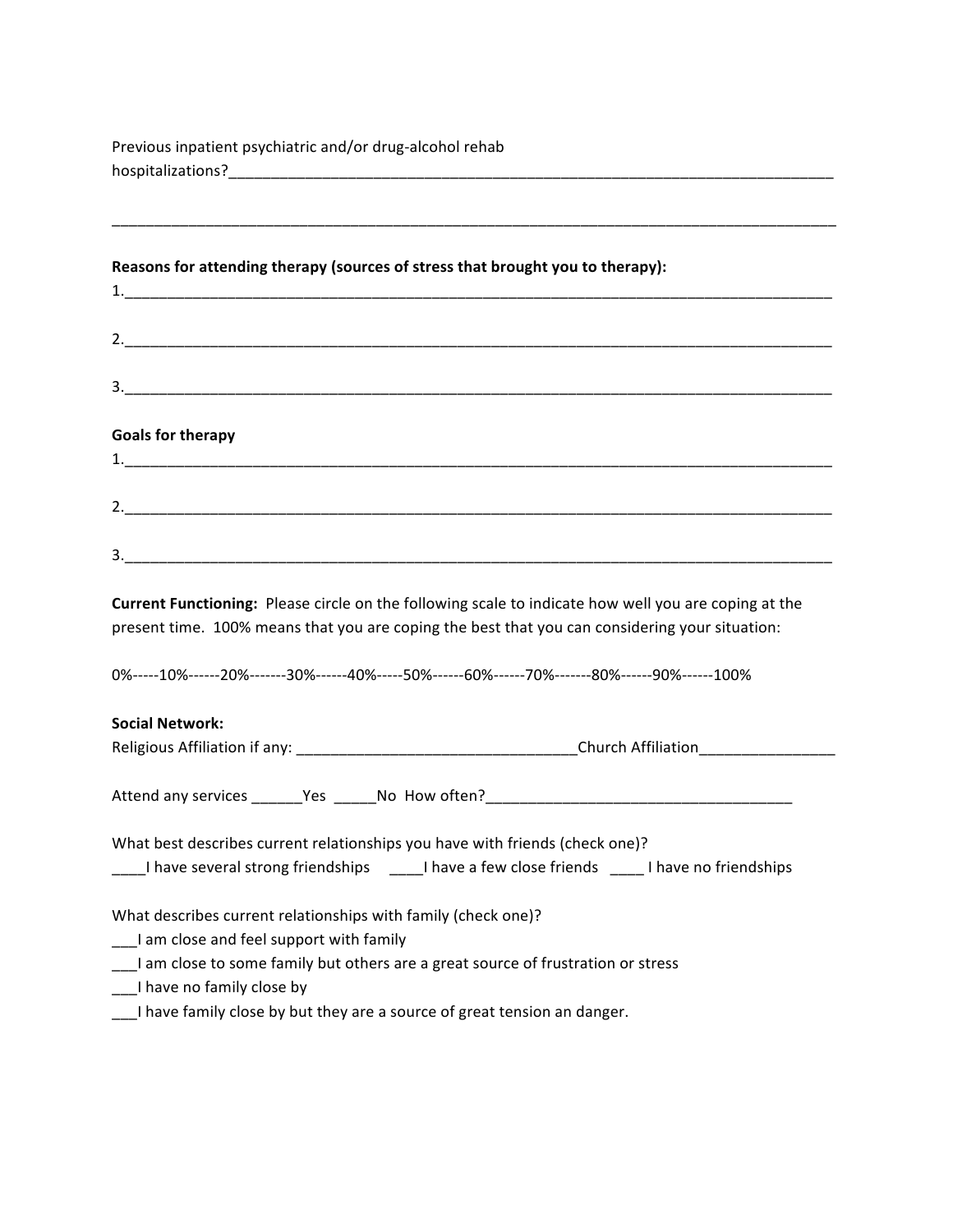Previous inpatient psychiatric and/or drug-alcohol rehab hospitalizations?___________________________________________________________________________

___________________________________________________________________________________________

**Reasons for attending therapy (sources of stress that brought you to therapy):**

1.________________________________________________________________________________________

2.________________________________________________________________________________________

3.________________________________________________________________________________________

**Goals for therapy**

1.________________________________________________________________________________________

2.________________________________________________________________________________________

3.________________________________________________________________________________________

**Current Functioning:** Please circle on the following scale to indicate how well you are coping at the present time. 100% means that you are coping the best that you can considering your situation:

0%-----10%------20%-------30%------40%-----50%------60%------70%-------80%------90%------100%

**Social Network:**

Religious Affiliation if any: _________________________________Church Affiliation________________

Attend any services ______Yes _____No How often?____________________________________

What best describes current relationships you have with friends (check one)?

____I have several strong friendships ____I have a few close friends ____ I have no friendships

What describes current relationships with family (check one)?

___I am close and feel support with family

___I am close to some family but others are a great source of frustration or stress

___I have no family close by

___I have family close by but they are a source of great tension an danger.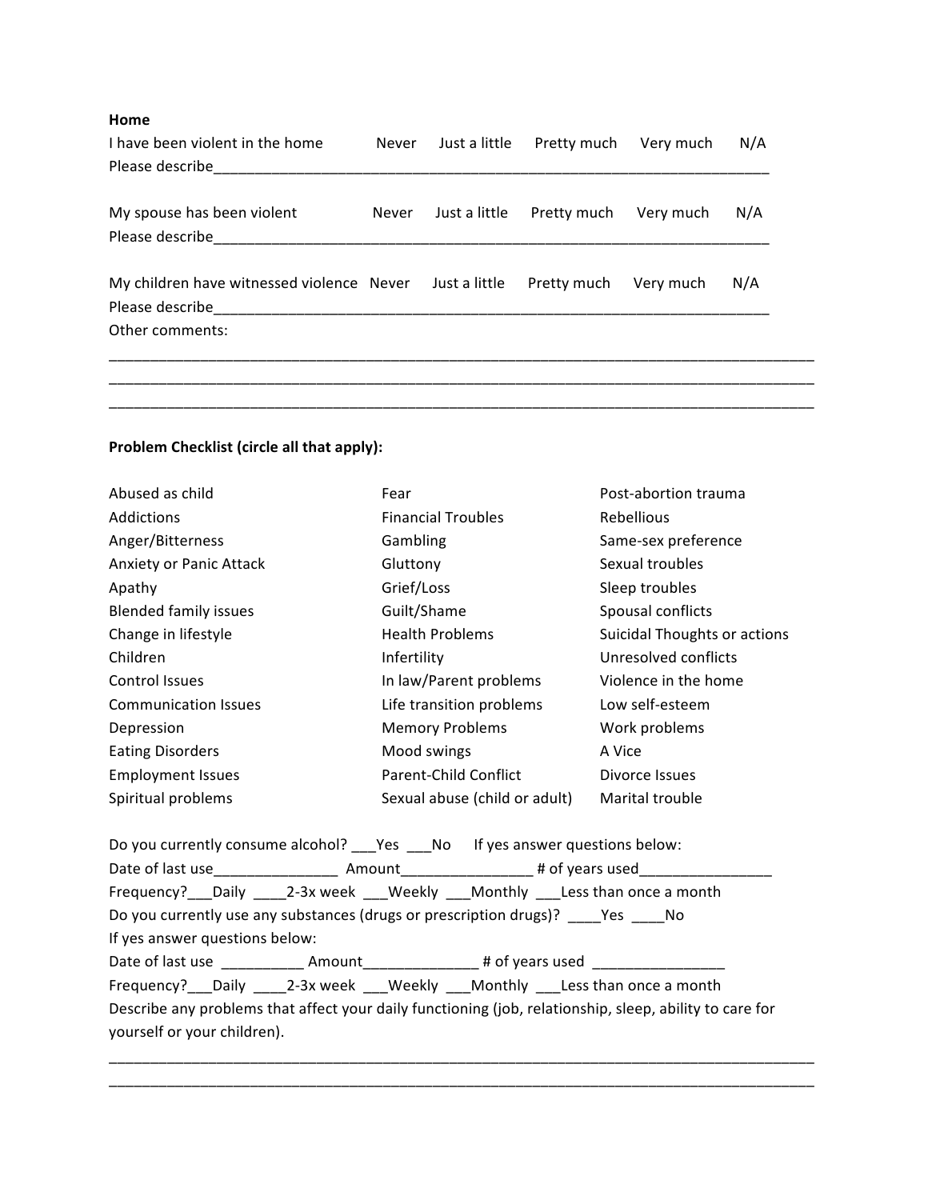**Home**

I have been violent in the home    Never    Just a little    Pretty much    Very much    N/A
Please describe_______________________________________________________________________

My spouse has been violent    Never    Just a little    Pretty much    Very much    N/A
Please describe_______________________________________________________________________

My children have witnessed violence    Never    Just a little    Pretty much    Very much    N/A
Please describe_______________________________________________________________________
Other comments:
_____________________________________________________________________________________
_____________________________________________________________________________________
_____________________________________________________________________________________

**Problem Checklist (circle all that apply):**

| | | |
|---|---|---|
| Abused as child | Fear | Post-abortion trauma |
| Addictions | Financial Troubles | Rebellious |
| Anger/Bitterness | Gambling | Same-sex preference |
| Anxiety or Panic Attack | Gluttony | Sexual troubles |
| Apathy | Grief/Loss | Sleep troubles |
| Blended family issues | Guilt/Shame | Spousal conflicts |
| Change in lifestyle | Health Problems | Suicidal Thoughts or actions |
| Children | Infertility | Unresolved conflicts |
| Control Issues | In law/Parent problems | Violence in the home |
| Communication Issues | Life transition problems | Low self-esteem |
| Depression | Memory Problems | Work problems |
| Eating Disorders | Mood swings | A Vice |
| Employment Issues | Parent-Child Conflict | Divorce Issues |
| Spiritual problems | Sexual abuse (child or adult) | Marital trouble |

Do you currently consume alcohol? ___Yes ___No    If yes answer questions below:
Date of last use_______________ Amount________________ # of years used________________
Frequency?___Daily ____2-3x week ___Weekly ___Monthly ___Less than once a month
Do you currently use any substances (drugs or prescription drugs)? ____Yes ____No
If yes answer questions below:
Date of last use __________ Amount______________ # of years used ________________
Frequency?___Daily ____2-3x week ___Weekly ___Monthly ___Less than once a month
Describe any problems that affect your daily functioning (job, relationship, sleep, ability to care for yourself or your children).
_____________________________________________________________________________________
_____________________________________________________________________________________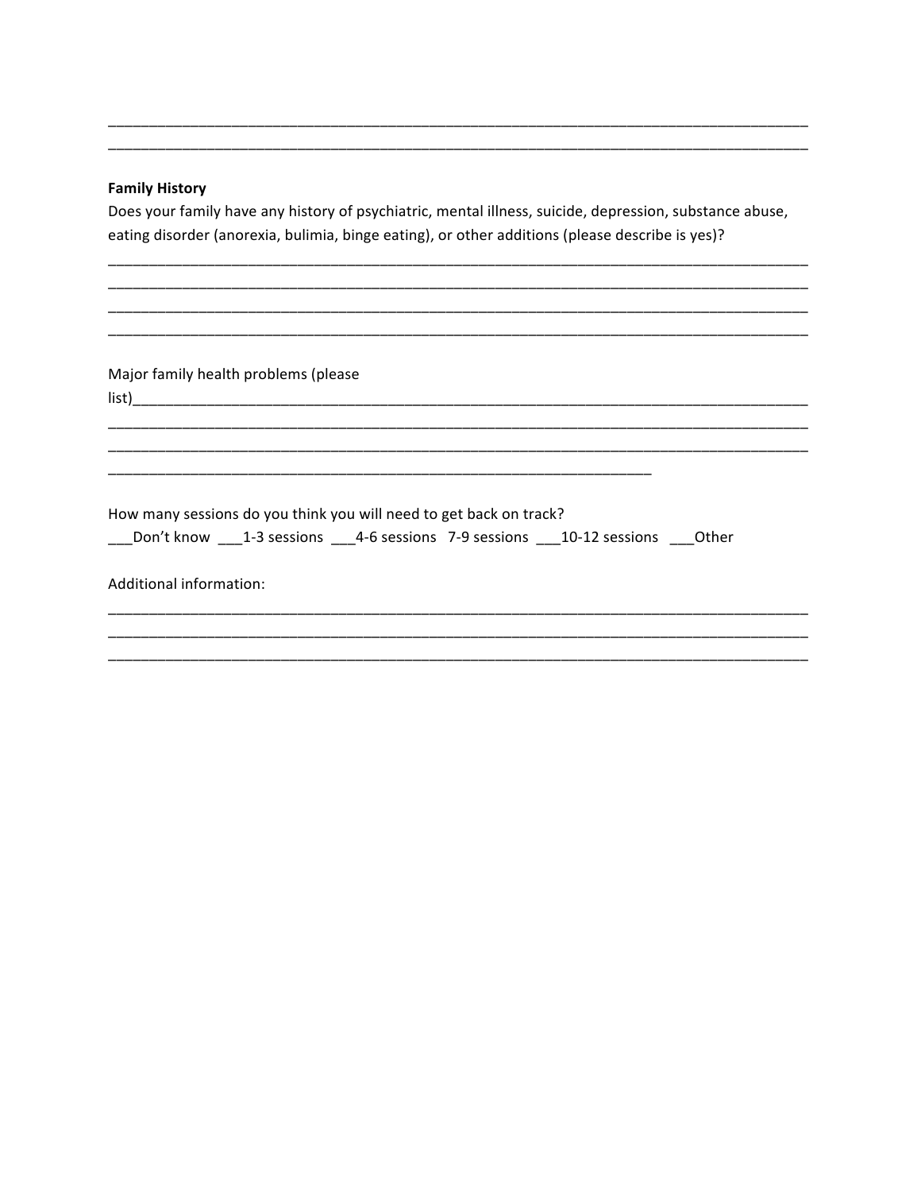______________________________________________________________________________________
______________________________________________________________________________________

**Family History**

Does your family have any history of psychiatric, mental illness, suicide, depression, substance abuse, eating disorder (anorexia, bulimia, binge eating), or other additions (please describe is yes)?

______________________________________________________________________________________
______________________________________________________________________________________
______________________________________________________________________________________
______________________________________________________________________________________

Major family health problems (please list)_______________________________________________________________________________
______________________________________________________________________________________
______________________________________________________________________________________
_________________________________________________________________

How many sessions do you think you will need to get back on track?

___Don't know ___1-3 sessions ___4-6 sessions 7-9 sessions ___10-12 sessions ___Other

Additional information:

______________________________________________________________________________________
______________________________________________________________________________________
______________________________________________________________________________________